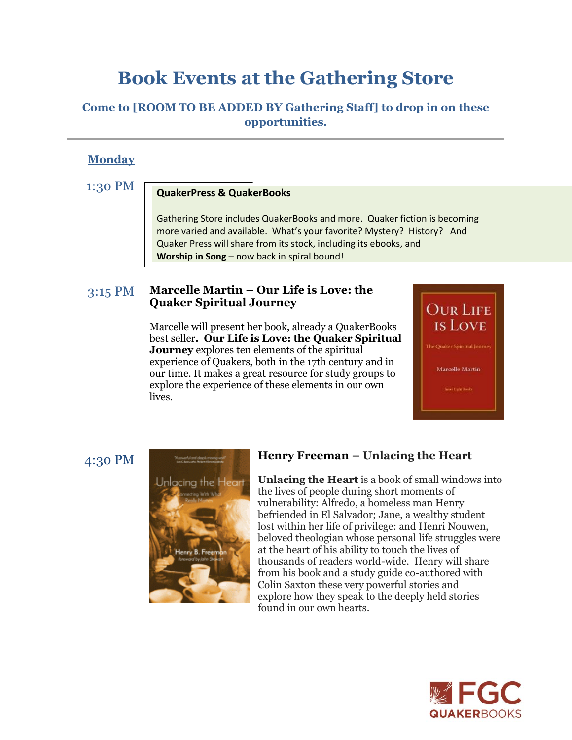# Book Events at the Gathering Store

### Come to [ROOM TO BE ADDED BY Gathering Staff] to drop in on these opportunities.

---

## Monday

**1:30 PM**

**QuakerPress & QuakerBooks**

Gathering Store includes QuakerBooks and more. Quaker fiction is becoming more varied and available. What's your favorite? Mystery? History? And Quaker Press will share from its stock, including its ebooks, and **Worship in Song** – now back in spiral bound!

**3:15 PM**

**Marcelle Martin – Our Life is Love: the Quaker Spiritual Journey**

Marcelle will present her book, already a QuakerBooks best seller**. Our Life is Love: the Quaker Spiritual Journey** explores ten elements of the spiritual experience of Quakers, both in the 17th century and in our time. It makes a great resource for study groups to explore the experience of these elements in our own lives.

**4:30 PM**

**Henry Freeman – Unlacing the Heart**

**Unlacing the Heart** is a book of small windows into the lives of people during short moments of vulnerability: Alfredo, a homeless man Henry befriended in El Salvador; Jane, a wealthy student lost within her life of privilege: and Henri Nouwen, beloved theologian whose personal life struggles were at the heart of his ability to touch the lives of thousands of readers world-wide. Henry will share from his book and a study guide co-authored with Colin Saxton these very powerful stories and explore how they speak to the deeply held stories found in our own hearts.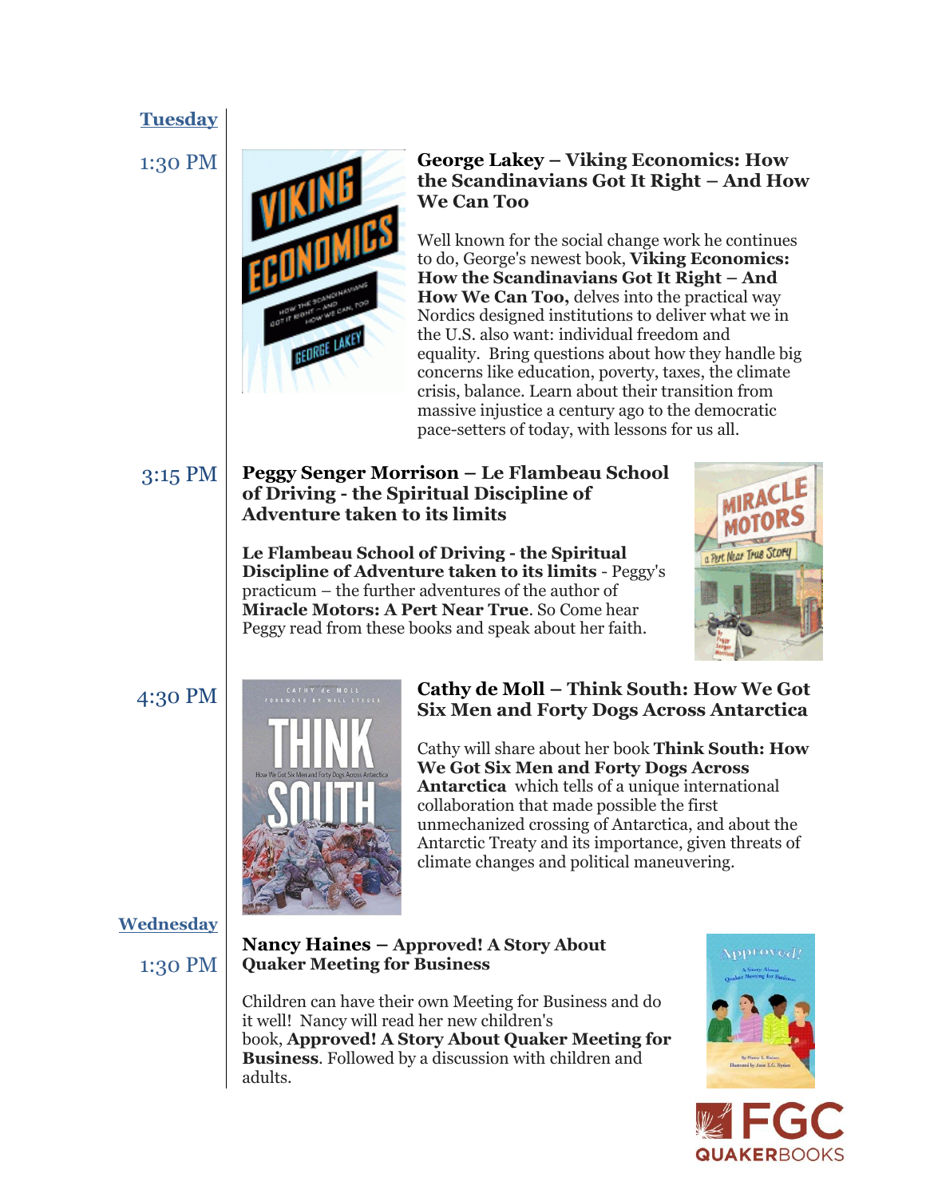## Tuesday

**1:30 PM**

### George Lakey – Viking Economics: How the Scandinavians Got It Right – And How We Can Too

Well known for the social change work he continues to do, George's newest book, **Viking Economics: How the Scandinavians Got It Right – And How We Can Too,** delves into the practical way Nordics designed institutions to deliver what we in the U.S. also want: individual freedom and equality. Bring questions about how they handle big concerns like education, poverty, taxes, the climate crisis, balance. Learn about their transition from massive injustice a century ago to the democratic pace-setters of today, with lessons for us all.

**3:15 PM**

### Peggy Senger Morrison – Le Flambeau School of Driving - the Spiritual Discipline of Adventure taken to its limits

**Le Flambeau School of Driving - the Spiritual Discipline of Adventure taken to its limits** - Peggy's practicum – the further adventures of the author of **Miracle Motors: A Pert Near True**. So Come hear Peggy read from these books and speak about her faith.

**4:30 PM**

### Cathy de Moll – Think South: How We Got Six Men and Forty Dogs Across Antarctica

Cathy will share about her book **Think South: How We Got Six Men and Forty Dogs Across Antarctica** which tells of a unique international collaboration that made possible the first unmechanized crossing of Antarctica, and about the Antarctic Treaty and its importance, given threats of climate changes and political maneuvering.

## Wednesday

**1:30 PM**

### Nancy Haines – Approved! A Story About Quaker Meeting for Business

Children can have their own Meeting for Business and do it well! Nancy will read her new children's book, **Approved! A Story About Quaker Meeting for Business**. Followed by a discussion with children and adults.

FGC QUAKERBOOKS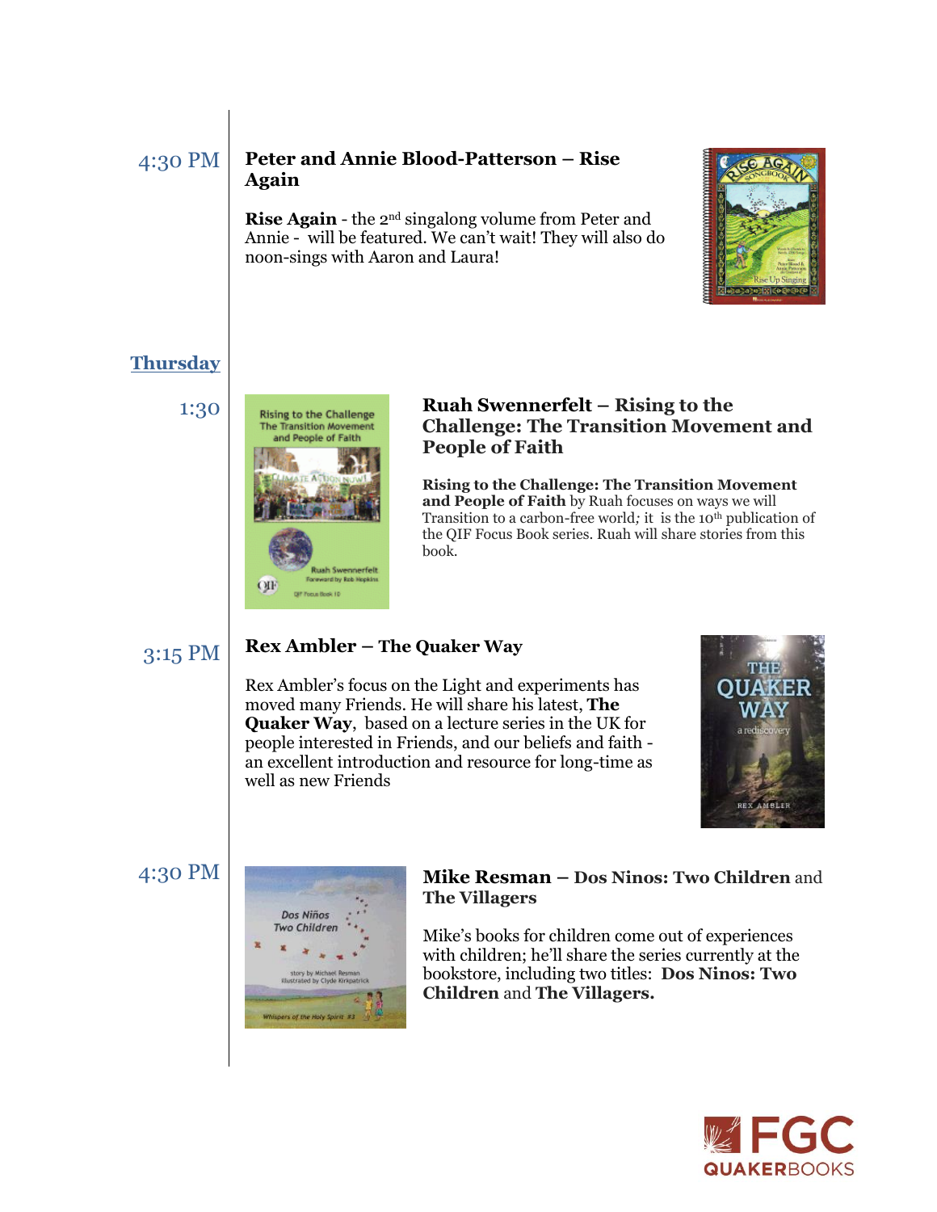4:30 PM

**Peter and Annie Blood-Patterson – Rise Again**

**Rise Again** - the 2nd singalong volume from Peter and Annie - will be featured. We can't wait! They will also do noon-sings with Aaron and Laura!

## Thursday

1:30

**Ruah Swennerfelt – Rising to the Challenge: The Transition Movement and People of Faith**

**Rising to the Challenge: The Transition Movement and People of Faith** by Ruah focuses on ways we will Transition to a carbon-free world; it is the 10th publication of the QIF Focus Book series. Ruah will share stories from this book.

3:15 PM

**Rex Ambler – The Quaker Way**

Rex Ambler's focus on the Light and experiments has moved many Friends. He will share his latest, **The Quaker Way**, based on a lecture series in the UK for people interested in Friends, and our beliefs and faith - an excellent introduction and resource for long-time as well as new Friends

4:30 PM

**Mike Resman – Dos Ninos: Two Children** and **The Villagers**

Mike's books for children come out of experiences with children; he'll share the series currently at the bookstore, including two titles: **Dos Ninos: Two Children** and **The Villagers.**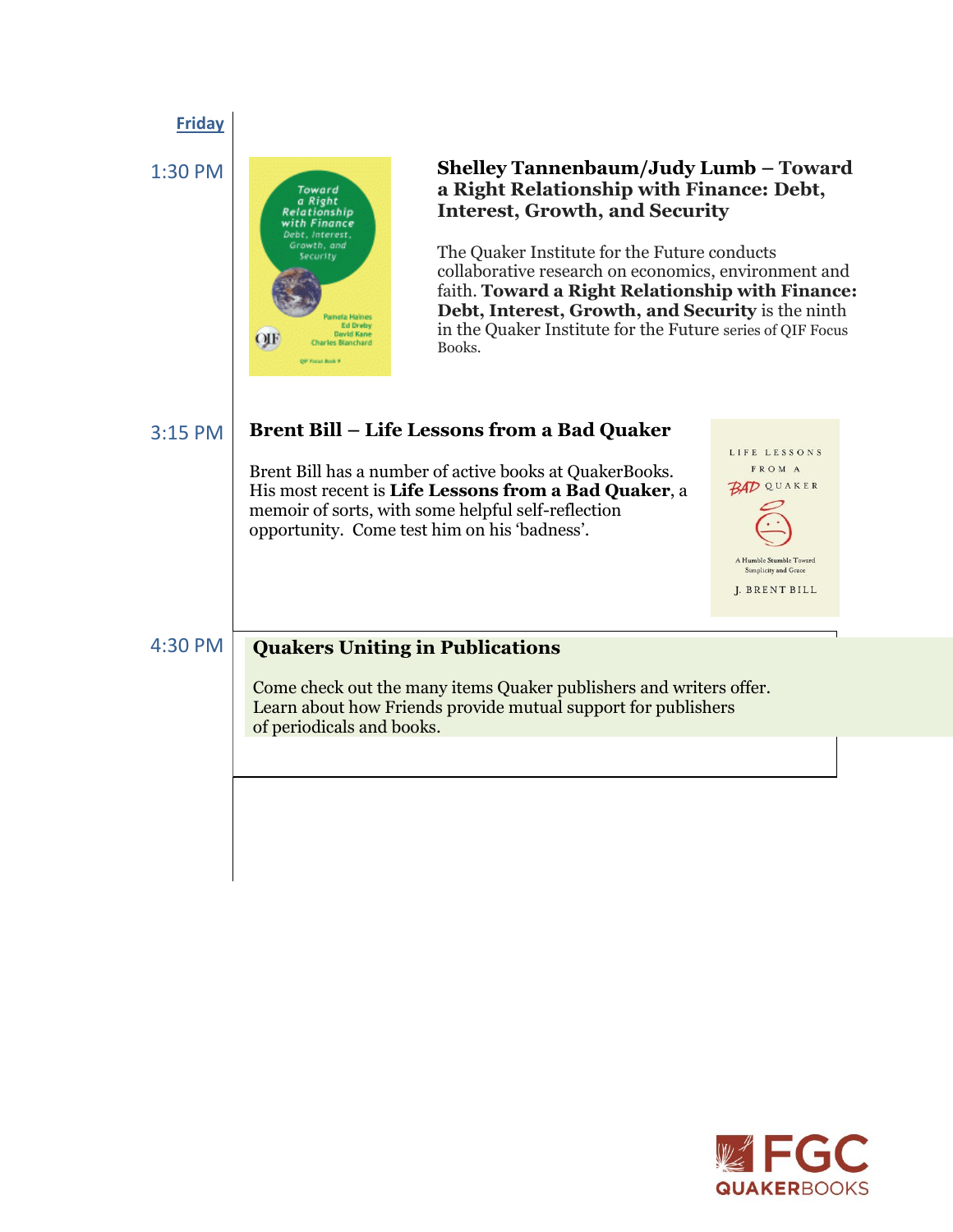**Friday**

1:30 PM

### Shelley Tannenbaum/Judy Lumb – Toward a Right Relationship with Finance: Debt, Interest, Growth, and Security

The Quaker Institute for the Future conducts collaborative research on economics, environment and faith. **Toward a Right Relationship with Finance: Debt, Interest, Growth, and Security** is the ninth in the Quaker Institute for the Future series of QIF Focus Books.

3:15 PM

### Brent Bill – Life Lessons from a Bad Quaker

Brent Bill has a number of active books at QuakerBooks. His most recent is **Life Lessons from a Bad Quaker**, a memoir of sorts, with some helpful self-reflection opportunity. Come test him on his 'badness'.

4:30 PM

### Quakers Uniting in Publications

Come check out the many items Quaker publishers and writers offer. Learn about how Friends provide mutual support for publishers of periodicals and books.